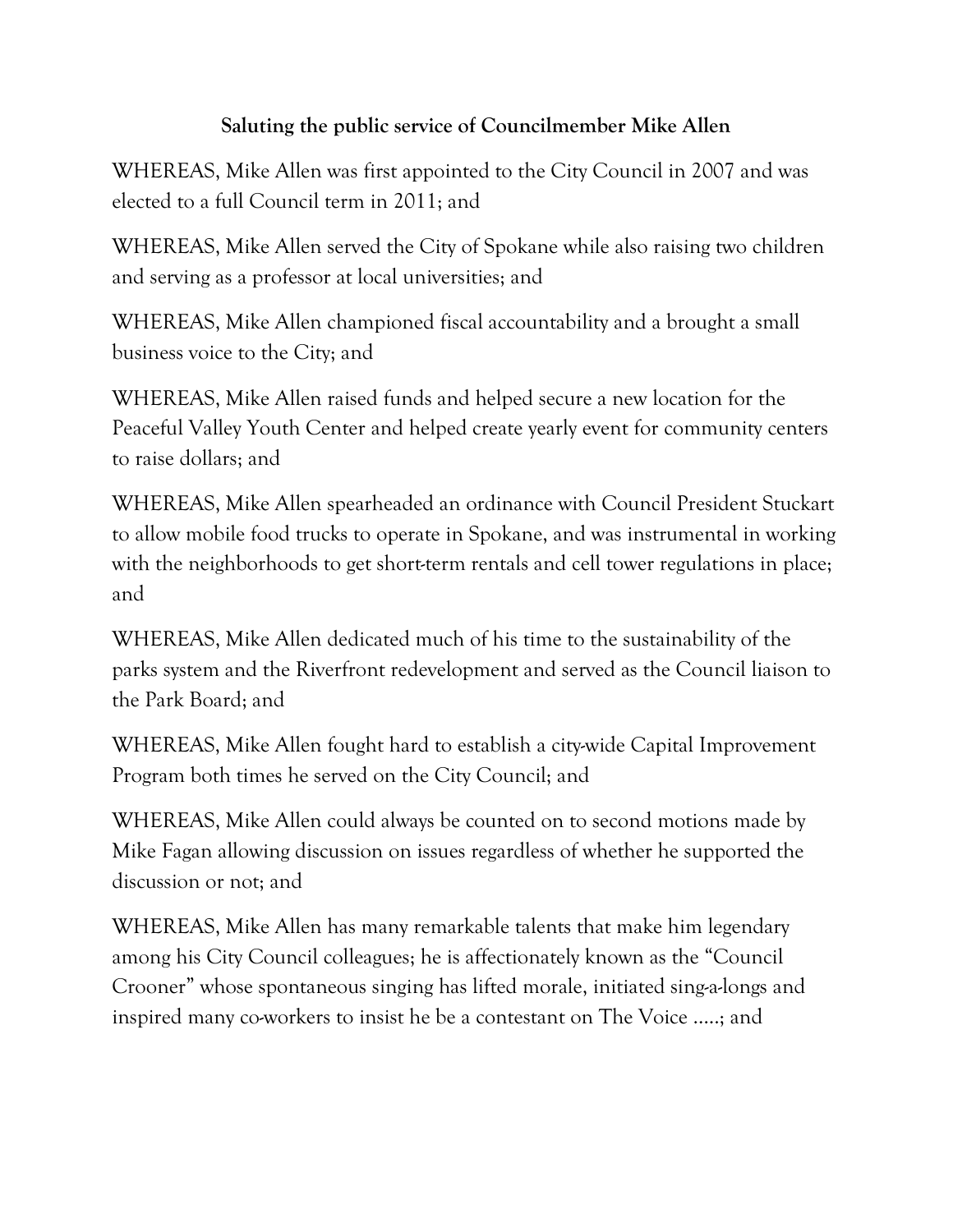**Saluting the public service of Councilmember Mike Allen**

WHEREAS, Mike Allen was first appointed to the City Council in 2007 and was elected to a full Council term in 2011; and

WHEREAS, Mike Allen served the City of Spokane while also raising two children and serving as a professor at local universities; and

WHEREAS, Mike Allen championed fiscal accountability and a brought a small business voice to the City; and

WHEREAS, Mike Allen raised funds and helped secure a new location for the Peaceful Valley Youth Center and helped create yearly event for community centers to raise dollars; and

WHEREAS, Mike Allen spearheaded an ordinance with Council President Stuckart to allow mobile food trucks to operate in Spokane, and was instrumental in working with the neighborhoods to get short-term rentals and cell tower regulations in place; and

WHEREAS, Mike Allen dedicated much of his time to the sustainability of the parks system and the Riverfront redevelopment and served as the Council liaison to the Park Board; and

WHEREAS, Mike Allen fought hard to establish a city-wide Capital Improvement Program both times he served on the City Council; and

WHEREAS, Mike Allen could always be counted on to second motions made by Mike Fagan allowing discussion on issues regardless of whether he supported the discussion or not; and

WHEREAS, Mike Allen has many remarkable talents that make him legendary among his City Council colleagues; he is affectionately known as the "Council Crooner" whose spontaneous singing has lifted morale, initiated sing-a-longs and inspired many co-workers to insist he be a contestant on The Voice .....; and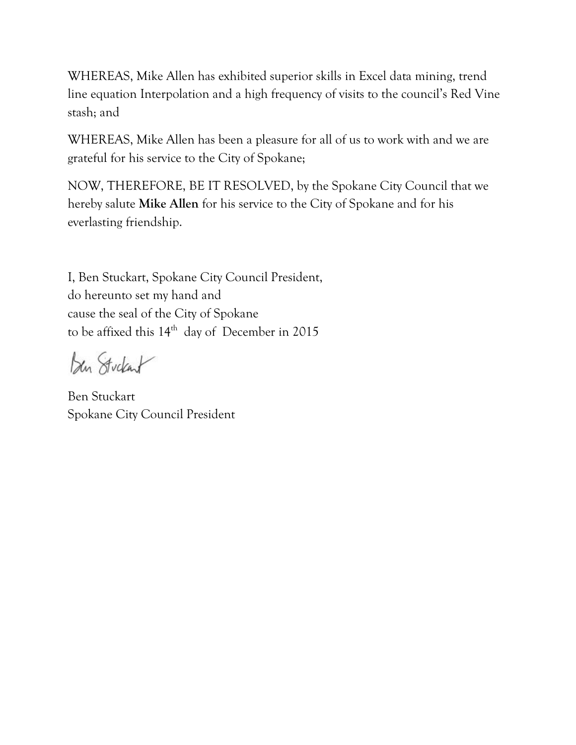WHEREAS, Mike Allen has exhibited superior skills in Excel data mining, trend line equation Interpolation and a high frequency of visits to the council's Red Vine stash; and

WHEREAS, Mike Allen has been a pleasure for all of us to work with and we are grateful for his service to the City of Spokane;

NOW, THEREFORE, BE IT RESOLVED, by the Spokane City Council that we hereby salute **Mike Allen** for his service to the City of Spokane and for his everlasting friendship.

I, Ben Stuckart, Spokane City Council President,
do hereunto set my hand and
cause the seal of the City of Spokane
to be affixed this 14th day of December in 2015

Ben Stuckart

Ben Stuckart
Spokane City Council President